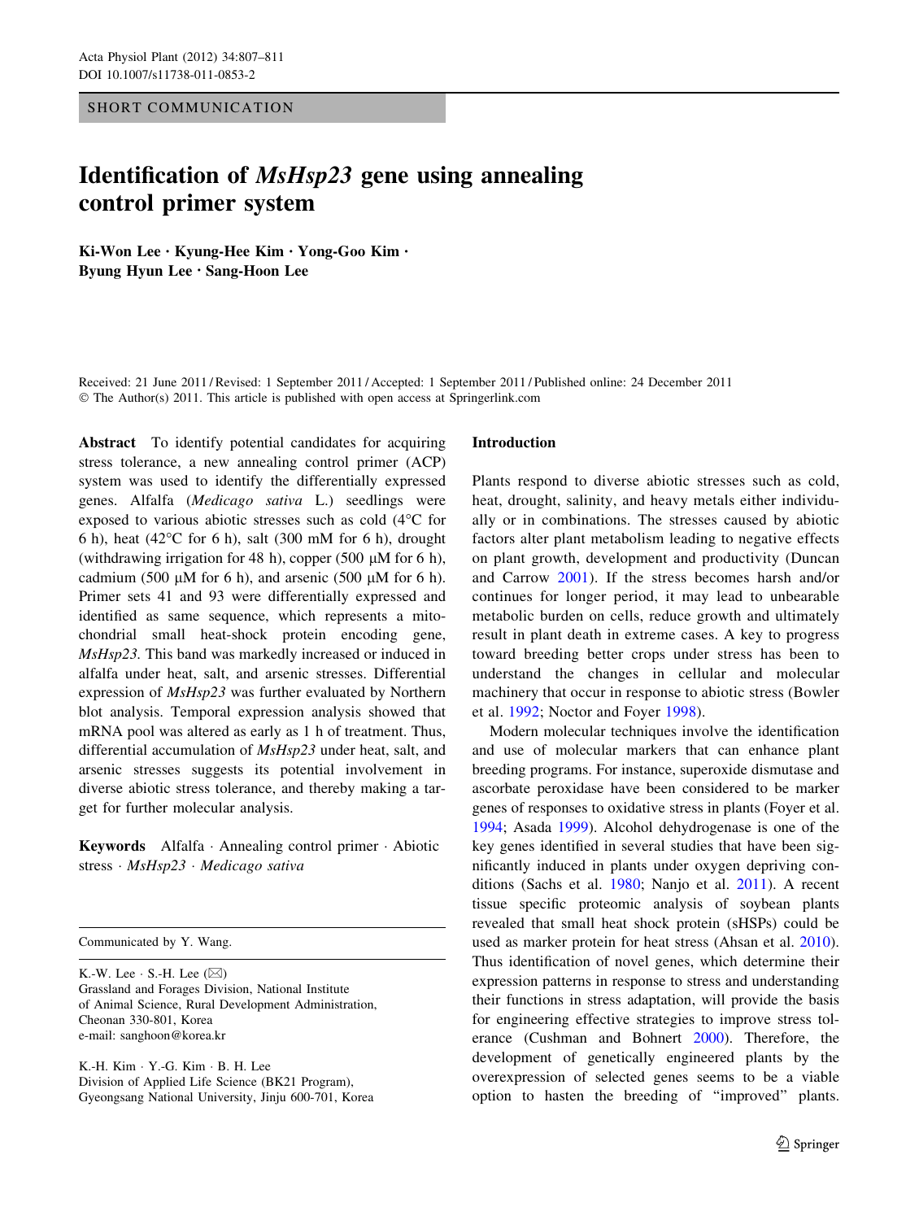SHORT COMMUNICATION

# Identification of *MsHsp23* gene using annealing control primer system

**Ki-Won Lee · Kyung-Hee Kim · Yong-Goo Kim · Byung Hyun Lee · Sang-Hoon Lee**

Received: 21 June 2011 / Revised: 1 September 2011 / Accepted: 1 September 2011 / Published online: 24 December 2011
© The Author(s) 2011. This article is published with open access at Springerlink.com

**Abstract** To identify potential candidates for acquiring stress tolerance, a new annealing control primer (ACP) system was used to identify the differentially expressed genes. Alfalfa (*Medicago sativa* L.) seedlings were exposed to various abiotic stresses such as cold (4°C for 6 h), heat (42°C for 6 h), salt (300 mM for 6 h), drought (withdrawing irrigation for 48 h), copper (500 μM for 6 h), cadmium (500 μM for 6 h), and arsenic (500 μM for 6 h). Primer sets 41 and 93 were differentially expressed and identified as same sequence, which represents a mitochondrial small heat-shock protein encoding gene, *MsHsp23*. This band was markedly increased or induced in alfalfa under heat, salt, and arsenic stresses. Differential expression of *MsHsp23* was further evaluated by Northern blot analysis. Temporal expression analysis showed that mRNA pool was altered as early as 1 h of treatment. Thus, differential accumulation of *MsHsp23* under heat, salt, and arsenic stresses suggests its potential involvement in diverse abiotic stress tolerance, and thereby making a target for further molecular analysis.

**Keywords** Alfalfa · Annealing control primer · Abiotic stress · *MsHsp23* · *Medicago sativa*

Communicated by Y. Wang.

K.-W. Lee · S.-H. Lee (✉)
Grassland and Forages Division, National Institute of Animal Science, Rural Development Administration, Cheonan 330-801, Korea
e-mail: sanghoon@korea.kr

K.-H. Kim · Y.-G. Kim · B. H. Lee
Division of Applied Life Science (BK21 Program), Gyeongsang National University, Jinju 600-701, Korea

## Introduction

Plants respond to diverse abiotic stresses such as cold, heat, drought, salinity, and heavy metals either individually or in combinations. The stresses caused by abiotic factors alter plant metabolism leading to negative effects on plant growth, development and productivity (Duncan and Carrow 2001). If the stress becomes harsh and/or continues for longer period, it may lead to unbearable metabolic burden on cells, reduce growth and ultimately result in plant death in extreme cases. A key to progress toward breeding better crops under stress has been to understand the changes in cellular and molecular machinery that occur in response to abiotic stress (Bowler et al. 1992; Noctor and Foyer 1998).

Modern molecular techniques involve the identification and use of molecular markers that can enhance plant breeding programs. For instance, superoxide dismutase and ascorbate peroxidase have been considered to be marker genes of responses to oxidative stress in plants (Foyer et al. 1994; Asada 1999). Alcohol dehydrogenase is one of the key genes identified in several studies that have been significantly induced in plants under oxygen depriving conditions (Sachs et al. 1980; Nanjo et al. 2011). A recent tissue specific proteomic analysis of soybean plants revealed that small heat shock protein (sHSPs) could be used as marker protein for heat stress (Ahsan et al. 2010). Thus identification of novel genes, which determine their expression patterns in response to stress and understanding their functions in stress adaptation, will provide the basis for engineering effective strategies to improve stress tolerance (Cushman and Bohnert 2000). Therefore, the development of genetically engineered plants by the overexpression of selected genes seems to be a viable option to hasten the breeding of "improved" plants.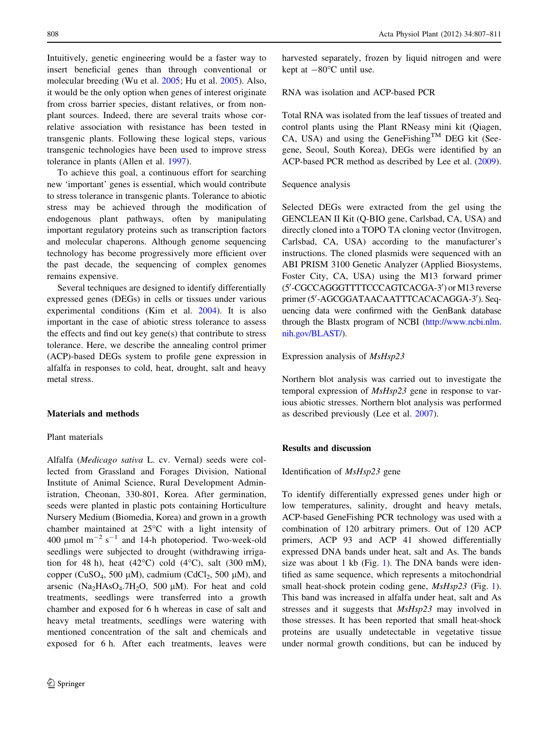Intuitively, genetic engineering would be a faster way to insert beneficial genes than through conventional or molecular breeding (Wu et al. 2005; Hu et al. 2005). Also, it would be the only option when genes of interest originate from cross barrier species, distant relatives, or from non-plant sources. Indeed, there are several traits whose correlative association with resistance has been tested in transgenic plants. Following these logical steps, various transgenic technologies have been used to improve stress tolerance in plants (Allen et al. 1997).

To achieve this goal, a continuous effort for searching new 'important' genes is essential, which would contribute to stress tolerance in transgenic plants. Tolerance to abiotic stress may be achieved through the modification of endogenous plant pathways, often by manipulating important regulatory proteins such as transcription factors and molecular chaperons. Although genome sequencing technology has become progressively more efficient over the past decade, the sequencing of complex genomes remains expensive.

Several techniques are designed to identify differentially expressed genes (DEGs) in cells or tissues under various experimental conditions (Kim et al. 2004). It is also important in the case of abiotic stress tolerance to assess the effects and find out key gene(s) that contribute to stress tolerance. Here, we describe the annealing control primer (ACP)-based DEGs system to profile gene expression in alfalfa in responses to cold, heat, drought, salt and heavy metal stress.

## Materials and methods

### Plant materials

Alfalfa (*Medicago sativa* L. cv. Vernal) seeds were collected from Grassland and Forages Division, National Institute of Animal Science, Rural Development Administration, Cheonan, 330-801, Korea. After germination, seeds were planted in plastic pots containing Horticulture Nursery Medium (Biomedia, Korea) and grown in a growth chamber maintained at 25°C with a light intensity of 400 μmol $m^{-2}$ $s^{-1}$ and 14-h photoperiod. Two-week-old seedlings were subjected to drought (withdrawing irrigation for 48 h), heat (42°C) cold (4°C), salt (300 mM), copper ($CuSO_4$, 500 μM), cadmium ($CdCl_2$, 500 μM), and arsenic ($Na_2HAsO_4.7H_2O$, 500 μM). For heat and cold treatments, seedlings were transferred into a growth chamber and exposed for 6 h whereas in case of salt and heavy metal treatments, seedlings were watering with mentioned concentration of the salt and chemicals and exposed for 6 h. After each treatments, leaves were harvested separately, frozen by liquid nitrogen and were kept at −80°C until use.

### RNA was isolation and ACP-based PCR

Total RNA was isolated from the leaf tissues of treated and control plants using the Plant RNeasy mini kit (Qiagen, CA, USA) and using the GeneFishing™ DEG kit (Seegene, Seoul, South Korea), DEGs were identified by an ACP-based PCR method as described by Lee et al. (2009).

### Sequence analysis

Selected DEGs were extracted from the gel using the GENCLEAN II Kit (Q-BIO gene, Carlsbad, CA, USA) and directly cloned into a TOPO TA cloning vector (Invitrogen, Carlsbad, CA, USA) according to the manufacturer's instructions. The cloned plasmids were sequenced with an ABI PRISM 3100 Genetic Analyzer (Applied Biosystems, Foster City, CA, USA) using the M13 forward primer (5′-CGCCAGGGTTTTCCCAGTCACGA-3′) or M13 reverse primer (5′-AGCGGATAACAATTTCACACAGGA-3′). Sequencing data were confirmed with the GenBank database through the Blastx program of NCBI (http://www.ncbi.nlm.nih.gov/BLAST/).

### Expression analysis of *MsHsp23*

Northern blot analysis was carried out to investigate the temporal expression of *MsHsp23* gene in response to various abiotic stresses. Northern blot analysis was performed as described previously (Lee et al. 2007).

## Results and discussion

### Identification of *MsHsp23* gene

To identify differentially expressed genes under high or low temperatures, salinity, drought and heavy metals, ACP-based GeneFishing PCR technology was used with a combination of 120 arbitrary primers. Out of 120 ACP primers, ACP 93 and ACP 41 showed differentially expressed DNA bands under heat, salt and As. The bands size was about 1 kb (Fig. 1). The DNA bands were identified as same sequence, which represents a mitochondrial small heat-shock protein coding gene, *MsHsp23* (Fig. 1). This band was increased in alfalfa under heat, salt and As stresses and it suggests that *MsHsp23* may involved in those stresses. It has been reported that small heat-shock proteins are usually undetectable in vegetative tissue under normal growth conditions, but can be induced by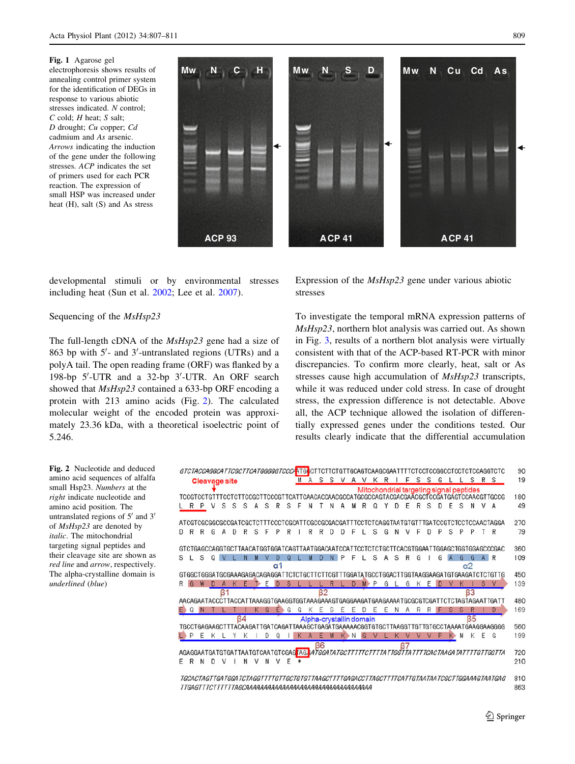**Fig. 1** Agarose gel electrophoresis shows results of annealing control primer system for the identification of DEGs in response to various abiotic stresses indicated. *N* control; *C* cold; *H* heat; *S* salt; *D* drought; *Cu* copper; *Cd* cadmium and *As* arsenic. *Arrows* indicating the induction of the gene under the following stresses. *ACP* indicates the set of primers used for each PCR reaction. The expression of small HSP was increased under heat (H), salt (S) and As stress

developmental stimuli or by environmental stresses including heat (Sun et al. 2002; Lee et al. 2007).

## Sequencing of the *MsHsp23*

The full-length cDNA of the *MsHsp23* gene had a size of 863 bp with 5′- and 3′-untranslated regions (UTRs) and a polyA tail. The open reading frame (ORF) was flanked by a 198-bp 5′-UTR and a 32-bp 3′-UTR. An ORF search showed that *MsHsp23* contained a 633-bp ORF encoding a protein with 213 amino acids (Fig. 2). The calculated molecular weight of the encoded protein was approximately 23.36 kDa, with a theoretical isoelectric point of 5.246.

## Expression of the *MsHsp23* gene under various abiotic stresses

To investigate the temporal mRNA expression patterns of *MsHsp23*, northern blot analysis was carried out. As shown in Fig. 3, results of a northern blot analysis were virtually consistent with that of the ACP-based RT-PCR with minor discrepancies. To confirm more clearly, heat, salt or As stresses cause high accumulation of *MsHsp23* transcripts, while it was reduced under cold stress. In case of drought stress, the expression difference is not detectable. Above all, the ACP technique allowed the isolation of differentially expressed genes under the conditions tested. Our results clearly indicate that the differential accumulation

**Fig. 2** Nucleotide and deduced amino acid sequences of alfalfa small Hsp23. *Numbers* at the *right* indicate nucleotide and amino acid position. The untranslated regions of 5′ and 3′ of *MsHsp23* are denoted by *italic*. The mitochondrial targeting signal peptides and their cleavage site are shown as *red line* and *arrow*, respectively. The alpha-crystallin domain is *underlined* (*blue*)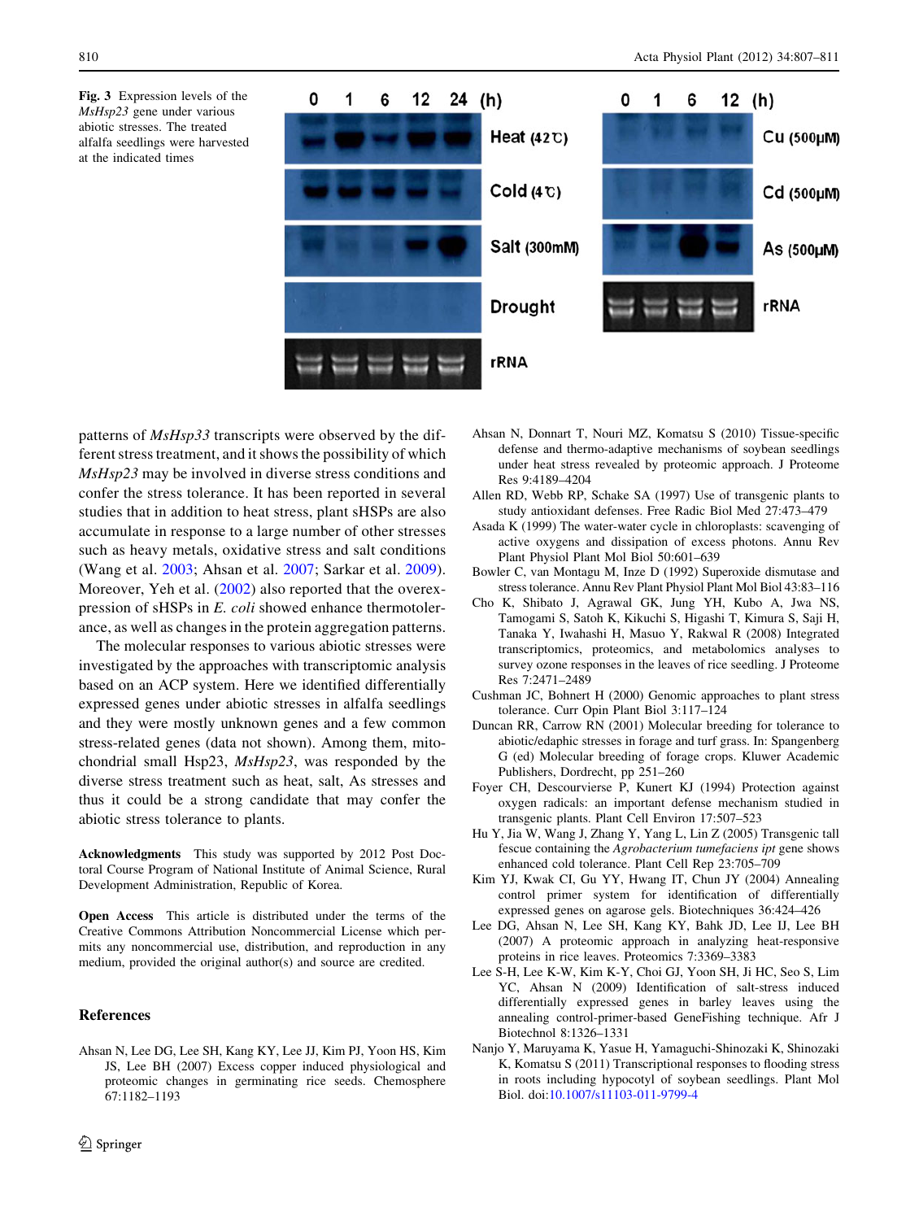**Fig. 3** Expression levels of the *MsHsp23* gene under various abiotic stresses. The treated alfalfa seedlings were harvested at the indicated times

patterns of *MsHsp33* transcripts were observed by the different stress treatment, and it shows the possibility of which *MsHsp23* may be involved in diverse stress conditions and confer the stress tolerance. It has been reported in several studies that in addition to heat stress, plant sHSPs are also accumulate in response to a large number of other stresses such as heavy metals, oxidative stress and salt conditions (Wang et al. 2003; Ahsan et al. 2007; Sarkar et al. 2009). Moreover, Yeh et al. (2002) also reported that the overexpression of sHSPs in *E. coli* showed enhance thermotolerance, as well as changes in the protein aggregation patterns.

The molecular responses to various abiotic stresses were investigated by the approaches with transcriptomic analysis based on an ACP system. Here we identified differentially expressed genes under abiotic stresses in alfalfa seedlings and they were mostly unknown genes and a few common stress-related genes (data not shown). Among them, mitochondrial small Hsp23, *MsHsp23*, was responded by the diverse stress treatment such as heat, salt, As stresses and thus it could be a strong candidate that may confer the abiotic stress tolerance to plants.

**Acknowledgments** This study was supported by 2012 Post Doctoral Course Program of National Institute of Animal Science, Rural Development Administration, Republic of Korea.

**Open Access** This article is distributed under the terms of the Creative Commons Attribution Noncommercial License which permits any noncommercial use, distribution, and reproduction in any medium, provided the original author(s) and source are credited.

## References

Ahsan N, Lee DG, Lee SH, Kang KY, Lee JJ, Kim PJ, Yoon HS, Kim JS, Lee BH (2007) Excess copper induced physiological and proteomic changes in germinating rice seeds. Chemosphere 67:1182–1193

Ahsan N, Donnart T, Nouri MZ, Komatsu S (2010) Tissue-specific defense and thermo-adaptive mechanisms of soybean seedlings under heat stress revealed by proteomic approach. J Proteome Res 9:4189–4204

Allen RD, Webb RP, Schake SA (1997) Use of transgenic plants to study antioxidant defenses. Free Radic Biol Med 27:473–479

Asada K (1999) The water-water cycle in chloroplasts: scavenging of active oxygens and dissipation of excess photons. Annu Rev Plant Physiol Plant Mol Biol 50:601–639

Bowler C, van Montagu M, Inze D (1992) Superoxide dismutase and stress tolerance. Annu Rev Plant Physiol Plant Mol Biol 43:83–116

Cho K, Shibato J, Agrawal GK, Jung YH, Kubo A, Jwa NS, Tamogami S, Satoh K, Kikuchi S, Higashi T, Kimura S, Saji H, Tanaka Y, Iwahashi H, Masuo Y, Rakwal R (2008) Integrated transcriptomics, proteomics, and metabolomics analyses to survey ozone responses in the leaves of rice seedling. J Proteome Res 7:2471–2489

Cushman JC, Bohnert H (2000) Genomic approaches to plant stress tolerance. Curr Opin Plant Biol 3:117–124

Duncan RR, Carrow RN (2001) Molecular breeding for tolerance to abiotic/edaphic stresses in forage and turf grass. In: Spangenberg G (ed) Molecular breeding of forage crops. Kluwer Academic Publishers, Dordrecht, pp 251–260

Foyer CH, Descourvierse P, Kunert KJ (1994) Protection against oxygen radicals: an important defense mechanism studied in transgenic plants. Plant Cell Environ 17:507–523

Hu Y, Jia W, Wang J, Zhang Y, Yang L, Lin Z (2005) Transgenic tall fescue containing the *Agrobacterium tumefaciens ipt* gene shows enhanced cold tolerance. Plant Cell Rep 23:705–709

Kim YJ, Kwak CI, Gu YY, Hwang IT, Chun JY (2004) Annealing control primer system for identification of differentially expressed genes on agarose gels. Biotechniques 36:424–426

Lee DG, Ahsan N, Lee SH, Kang KY, Bahk JD, Lee IJ, Lee BH (2007) A proteomic approach in analyzing heat-responsive proteins in rice leaves. Proteomics 7:3369–3383

Lee S-H, Lee K-W, Kim K-Y, Choi GJ, Yoon SH, Ji HC, Seo S, Lim YC, Ahsan N (2009) Identification of salt-stress induced differentially expressed genes in barley leaves using the annealing control-primer-based GeneFishing technique. Afr J Biotechnol 8:1326–1331

Nanjo Y, Maruyama K, Yasue H, Yamaguchi-Shinozaki K, Shinozaki K, Komatsu S (2011) Transcriptional responses to flooding stress in roots including hypocotyl of soybean seedlings. Plant Mol Biol. doi:10.1007/s11103-011-9799-4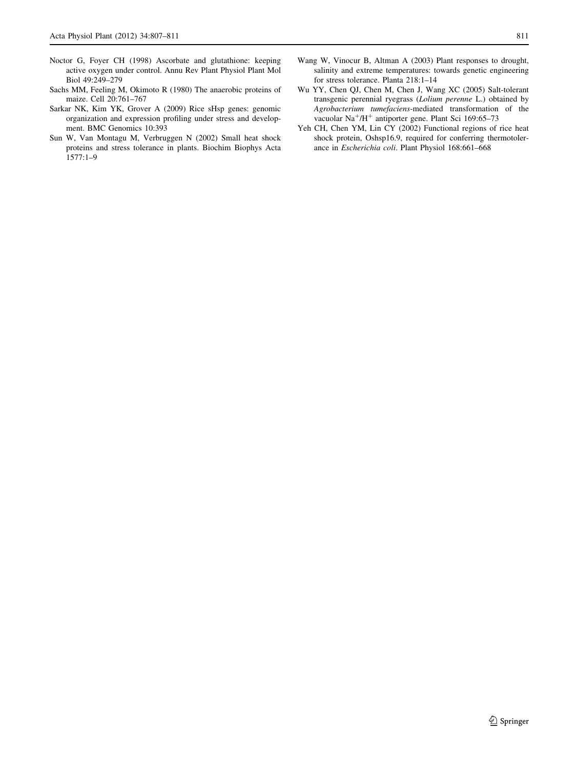Noctor G, Foyer CH (1998) Ascorbate and glutathione: keeping active oxygen under control. Annu Rev Plant Physiol Plant Mol Biol 49:249–279

Sachs MM, Feeling M, Okimoto R (1980) The anaerobic proteins of maize. Cell 20:761–767

Sarkar NK, Kim YK, Grover A (2009) Rice sHsp genes: genomic organization and expression profiling under stress and development. BMC Genomics 10:393

Sun W, Van Montagu M, Verbruggen N (2002) Small heat shock proteins and stress tolerance in plants. Biochim Biophys Acta 1577:1–9

Wang W, Vinocur B, Altman A (2003) Plant responses to drought, salinity and extreme temperatures: towards genetic engineering for stress tolerance. Planta 218:1–14

Wu YY, Chen QJ, Chen M, Chen J, Wang XC (2005) Salt-tolerant transgenic perennial ryegrass (*Lolium perenne* L.) obtained by *Agrobacterium tumefaciens*-mediated transformation of the vacuolar $Na^{+}/H^{+}$ antiporter gene. Plant Sci 169:65–73

Yeh CH, Chen YM, Lin CY (2002) Functional regions of rice heat shock protein, Oshsp16.9, required for conferring thermotolerance in *Escherichia coli*. Plant Physiol 168:661–668